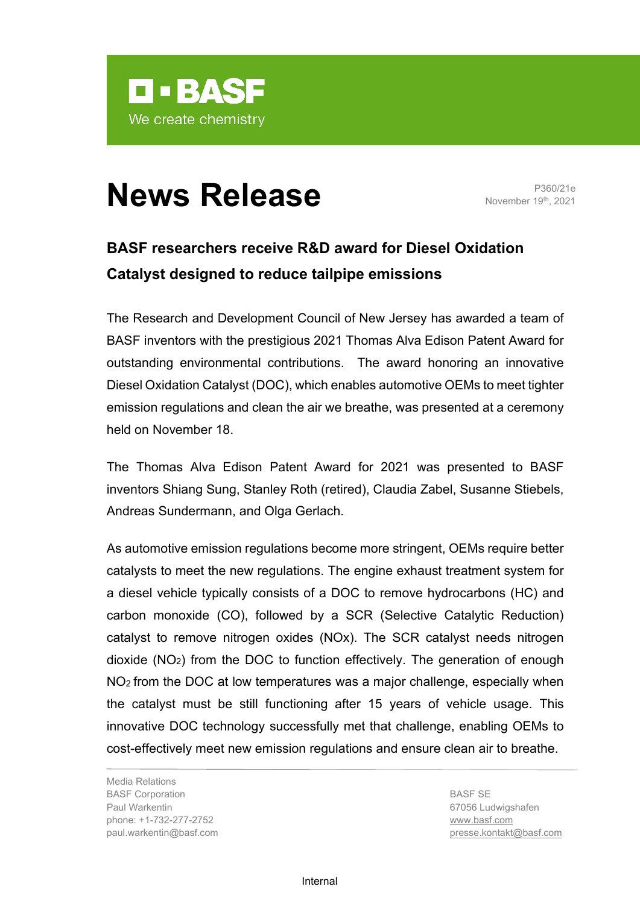BASF

We create chemistry

# News Release

P360/21e
November 19th, 2021

## BASF researchers receive R&D award for Diesel Oxidation Catalyst designed to reduce tailpipe emissions

The Research and Development Council of New Jersey has awarded a team of BASF inventors with the prestigious 2021 Thomas Alva Edison Patent Award for outstanding environmental contributions. The award honoring an innovative Diesel Oxidation Catalyst (DOC), which enables automotive OEMs to meet tighter emission regulations and clean the air we breathe, was presented at a ceremony held on November 18.

The Thomas Alva Edison Patent Award for 2021 was presented to BASF inventors Shiang Sung, Stanley Roth (retired), Claudia Zabel, Susanne Stiebels, Andreas Sundermann, and Olga Gerlach.

As automotive emission regulations become more stringent, OEMs require better catalysts to meet the new regulations. The engine exhaust treatment system for a diesel vehicle typically consists of a DOC to remove hydrocarbons (HC) and carbon monoxide (CO), followed by a SCR (Selective Catalytic Reduction) catalyst to remove nitrogen oxides (NOx). The SCR catalyst needs nitrogen dioxide ($NO_2$) from the DOC to function effectively. The generation of enough $NO_2$ from the DOC at low temperatures was a major challenge, especially when the catalyst must be still functioning after 15 years of vehicle usage. This innovative DOC technology successfully met that challenge, enabling OEMs to cost-effectively meet new emission regulations and ensure clean air to breathe.

Media Relations
BASF Corporation
Paul Warkentin
phone: +1-732-277-2752
paul.warkentin@basf.com

BASF SE
67056 Ludwigshafen
www.basf.com
presse.kontakt@basf.com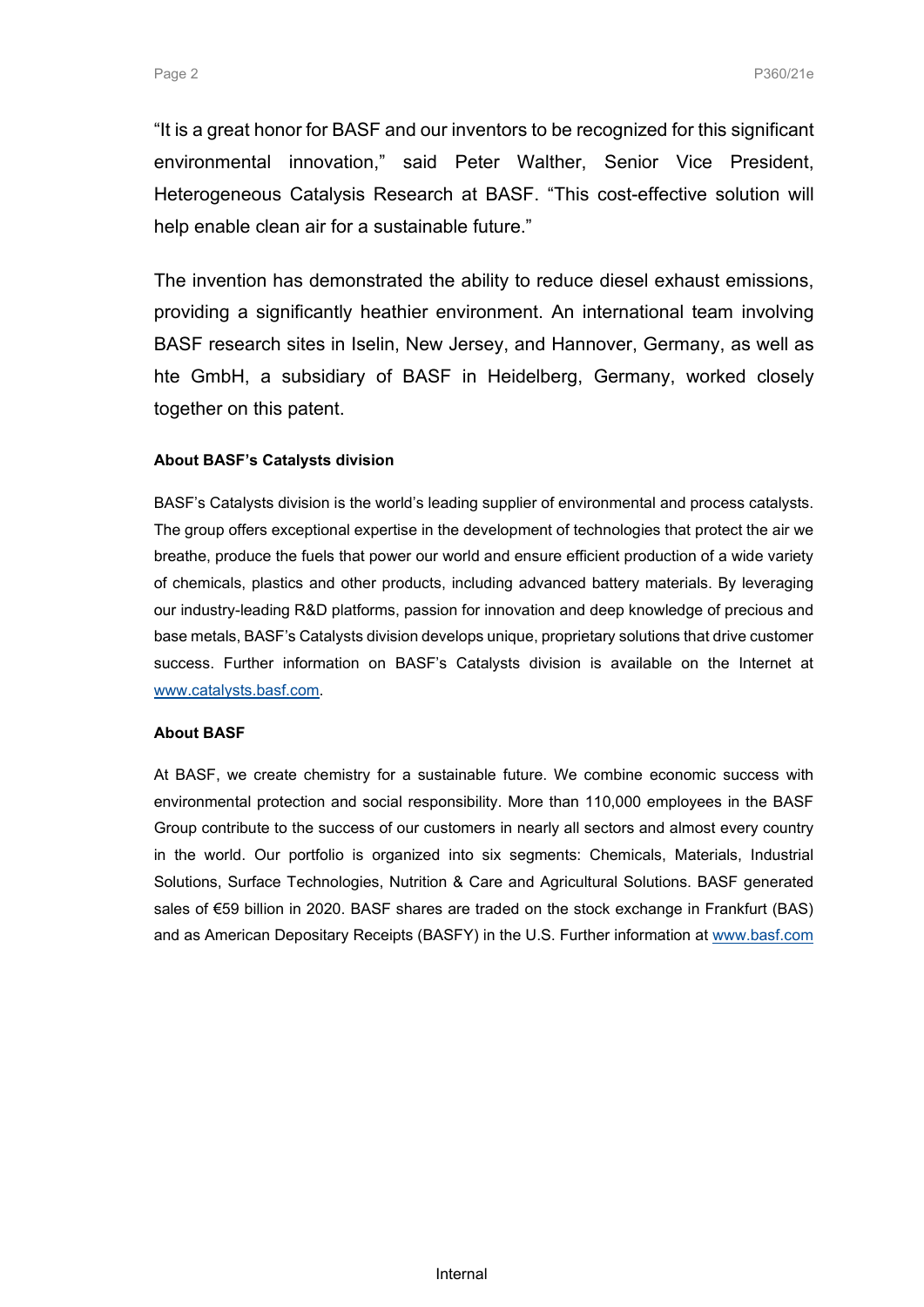"It is a great honor for BASF and our inventors to be recognized for this significant environmental innovation," said Peter Walther, Senior Vice President, Heterogeneous Catalysis Research at BASF. "This cost-effective solution will help enable clean air for a sustainable future."

The invention has demonstrated the ability to reduce diesel exhaust emissions, providing a significantly heathier environment. An international team involving BASF research sites in Iselin, New Jersey, and Hannover, Germany, as well as hte GmbH, a subsidiary of BASF in Heidelberg, Germany, worked closely together on this patent.

**About BASF's Catalysts division**

BASF's Catalysts division is the world's leading supplier of environmental and process catalysts. The group offers exceptional expertise in the development of technologies that protect the air we breathe, produce the fuels that power our world and ensure efficient production of a wide variety of chemicals, plastics and other products, including advanced battery materials. By leveraging our industry-leading R&D platforms, passion for innovation and deep knowledge of precious and base metals, BASF's Catalysts division develops unique, proprietary solutions that drive customer success. Further information on BASF's Catalysts division is available on the Internet at www.catalysts.basf.com.

**About BASF**

At BASF, we create chemistry for a sustainable future. We combine economic success with environmental protection and social responsibility. More than 110,000 employees in the BASF Group contribute to the success of our customers in nearly all sectors and almost every country in the world. Our portfolio is organized into six segments: Chemicals, Materials, Industrial Solutions, Surface Technologies, Nutrition & Care and Agricultural Solutions. BASF generated sales of €59 billion in 2020. BASF shares are traded on the stock exchange in Frankfurt (BAS) and as American Depositary Receipts (BASFY) in the U.S. Further information at www.basf.com